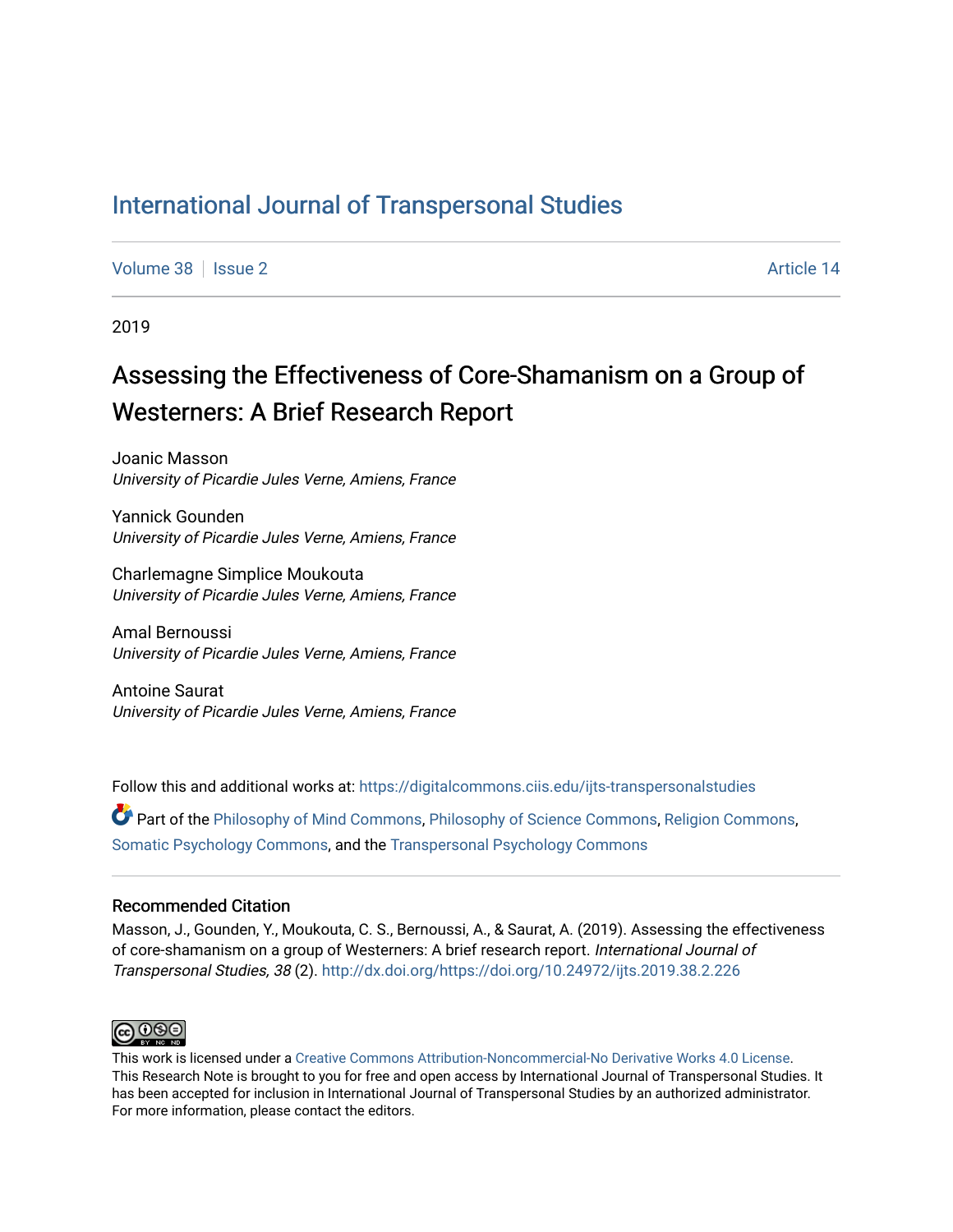# International Journal of Transpersonal Studies

Volume 38 | Issue 2 Article 14

2019

## Assessing the Effectiveness of Core-Shamanism on a Group of Westerners: A Brief Research Report

Joanic Masson
*University of Picardie Jules Verne, Amiens, France*

Yannick Gounden
*University of Picardie Jules Verne, Amiens, France*

Charlemagne Simplice Moukouta
*University of Picardie Jules Verne, Amiens, France*

Amal Bernoussi
*University of Picardie Jules Verne, Amiens, France*

Antoine Saurat
*University of Picardie Jules Verne, Amiens, France*

Follow this and additional works at: https://digitalcommons.ciis.edu/ijts-transpersonalstudies

Part of the Philosophy of Mind Commons, Philosophy of Science Commons, Religion Commons, Somatic Psychology Commons, and the Transpersonal Psychology Commons

### Recommended Citation

Masson, J., Gounden, Y., Moukouta, C. S., Bernoussi, A., & Saurat, A. (2019). Assessing the effectiveness of core-shamanism on a group of Westerners: A brief research report. *International Journal of Transpersonal Studies, 38* (2). http://dx.doi.org/https://doi.org/10.24972/ijts.2019.38.2.226

This work is licensed under a Creative Commons Attribution-Noncommercial-No Derivative Works 4.0 License. This Research Note is brought to you for free and open access by International Journal of Transpersonal Studies. It has been accepted for inclusion in International Journal of Transpersonal Studies by an authorized administrator. For more information, please contact the editors.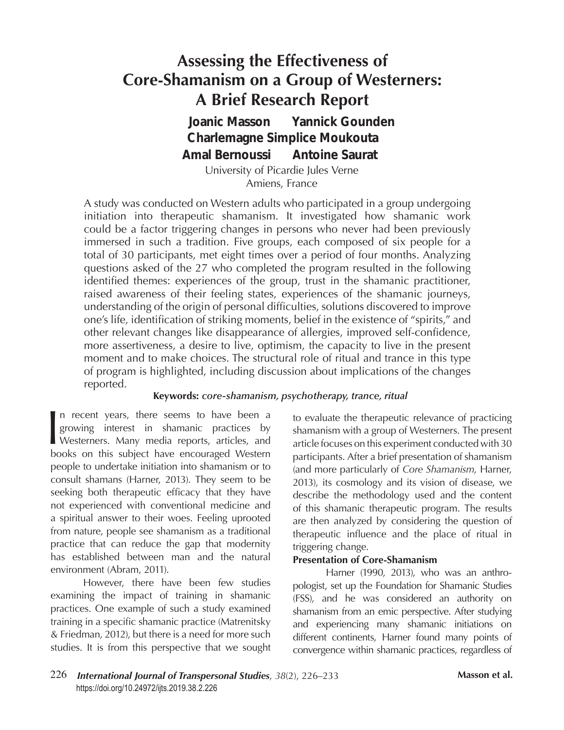# Assessing the Effectiveness of Core-Shamanism on a Group of Westerners: A Brief Research Report

**Joanic Masson Yannick Gounden**
**Charlemagne Simplice Moukouta**
**Amal Bernoussi Antoine Saurat**

University of Picardie Jules Verne
Amiens, France

A study was conducted on Western adults who participated in a group undergoing initiation into therapeutic shamanism. It investigated how shamanic work could be a factor triggering changes in persons who never had been previously immersed in such a tradition. Five groups, each composed of six people for a total of 30 participants, met eight times over a period of four months. Analyzing questions asked of the 27 who completed the program resulted in the following identified themes: experiences of the group, trust in the shamanic practitioner, raised awareness of their feeling states, experiences of the shamanic journeys, understanding of the origin of personal difficulties, solutions discovered to improve one's life, identification of striking moments, belief in the existence of "spirits," and other relevant changes like disappearance of allergies, improved self-confidence, more assertiveness, a desire to live, optimism, the capacity to live in the present moment and to make choices. The structural role of ritual and trance in this type of program is highlighted, including discussion about implications of the changes reported.

**Keywords:** *core-shamanism, psychotherapy, trance, ritual*

In recent years, there seems to have been a growing interest in shamanic practices by Westerners. Many media reports, articles, and books on this subject have encouraged Western people to undertake initiation into shamanism or to consult shamans (Harner, 2013). They seem to be seeking both therapeutic efficacy that they have not experienced with conventional medicine and a spiritual answer to their woes. Feeling uprooted from nature, people see shamanism as a traditional practice that can reduce the gap that modernity has established between man and the natural environment (Abram, 2011).

However, there have been few studies examining the impact of training in shamanic practices. One example of such a study examined training in a specific shamanic practice (Matrenitsky & Friedman, 2012), but there is a need for more such studies. It is from this perspective that we sought to evaluate the therapeutic relevance of practicing shamanism with a group of Westerners. The present article focuses on this experiment conducted with 30 participants. After a brief presentation of shamanism (and more particularly of *Core Shamanism*, Harner, 2013), its cosmology and its vision of disease, we describe the methodology used and the content of this shamanic therapeutic program. The results are then analyzed by considering the question of therapeutic influence and the place of ritual in triggering change.

**Presentation of Core-Shamanism**

Harner (1990, 2013), who was an anthropologist, set up the Foundation for Shamanic Studies (FSS), and he was considered an authority on shamanism from an emic perspective. After studying and experiencing many shamanic initiations on different continents, Harner found many points of convergence within shamanic practices, regardless of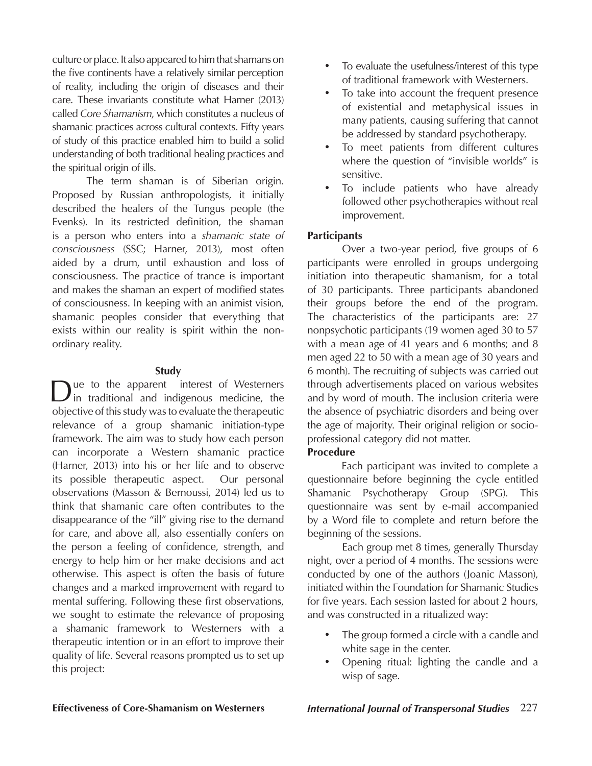culture or place. It also appeared to him that shamans on the five continents have a relatively similar perception of reality, including the origin of diseases and their care. These invariants constitute what Harner (2013) called *Core Shamanism*, which constitutes a nucleus of shamanic practices across cultural contexts. Fifty years of study of this practice enabled him to build a solid understanding of both traditional healing practices and the spiritual origin of ills.

The term shaman is of Siberian origin. Proposed by Russian anthropologists, it initially described the healers of the Tungus people (the Evenks). In its restricted definition, the shaman is a person who enters into a *shamanic state of consciousness* (SSC; Harner, 2013), most often aided by a drum, until exhaustion and loss of consciousness. The practice of trance is important and makes the shaman an expert of modified states of consciousness. In keeping with an animist vision, shamanic peoples consider that everything that exists within our reality is spirit within the non-ordinary reality.

## Study

Due to the apparent interest of Westerners in traditional and indigenous medicine, the objective of this study was to evaluate the therapeutic relevance of a group shamanic initiation-type framework. The aim was to study how each person can incorporate a Western shamanic practice (Harner, 2013) into his or her life and to observe its possible therapeutic aspect. Our personal observations (Masson & Bernoussi, 2014) led us to think that shamanic care often contributes to the disappearance of the "ill" giving rise to the demand for care, and above all, also essentially confers on the person a feeling of confidence, strength, and energy to help him or her make decisions and act otherwise. This aspect is often the basis of future changes and a marked improvement with regard to mental suffering. Following these first observations, we sought to estimate the relevance of proposing a shamanic framework to Westerners with a therapeutic intention or in an effort to improve their quality of life. Several reasons prompted us to set up this project:

- To evaluate the usefulness/interest of this type of traditional framework with Westerners.
- To take into account the frequent presence of existential and metaphysical issues in many patients, causing suffering that cannot be addressed by standard psychotherapy.
- To meet patients from different cultures where the question of "invisible worlds" is sensitive.
- To include patients who have already followed other psychotherapies without real improvement.

### Participants

Over a two-year period, five groups of 6 participants were enrolled in groups undergoing initiation into therapeutic shamanism, for a total of 30 participants. Three participants abandoned their groups before the end of the program. The characteristics of the participants are: 27 nonpsychotic participants (19 women aged 30 to 57 with a mean age of 41 years and 6 months; and 8 men aged 22 to 50 with a mean age of 30 years and 6 month). The recruiting of subjects was carried out through advertisements placed on various websites and by word of mouth. The inclusion criteria were the absence of psychiatric disorders and being over the age of majority. Their original religion or socio-professional category did not matter.

### Procedure

Each participant was invited to complete a questionnaire before beginning the cycle entitled Shamanic Psychotherapy Group (SPG). This questionnaire was sent by e-mail accompanied by a Word file to complete and return before the beginning of the sessions.

Each group met 8 times, generally Thursday night, over a period of 4 months. The sessions were conducted by one of the authors (Joanic Masson), initiated within the Foundation for Shamanic Studies for five years. Each session lasted for about 2 hours, and was constructed in a ritualized way:

- The group formed a circle with a candle and white sage in the center.
- Opening ritual: lighting the candle and a wisp of sage.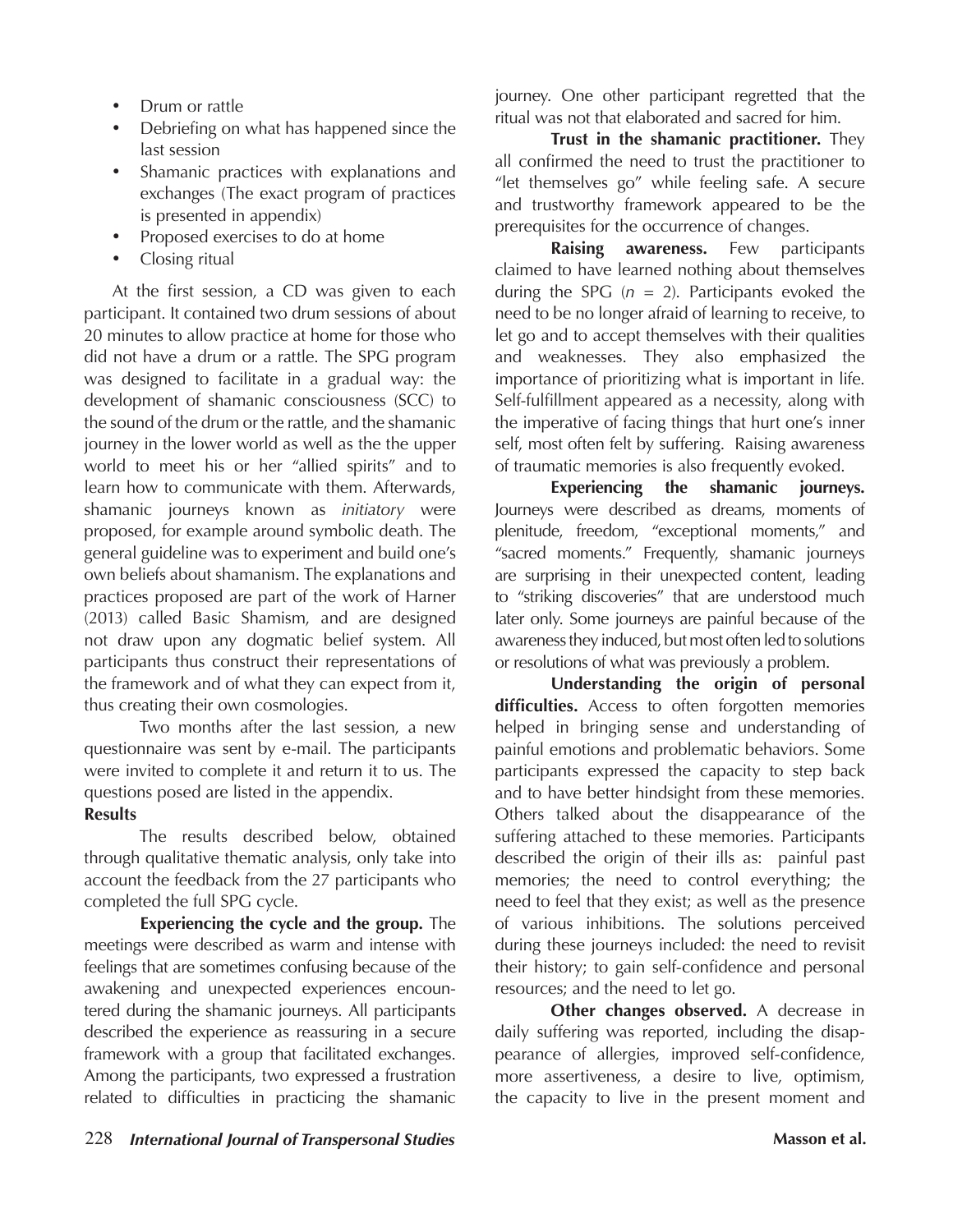- Drum or rattle
- Debriefing on what has happened since the last session
- Shamanic practices with explanations and exchanges (The exact program of practices is presented in appendix)
- Proposed exercises to do at home
- Closing ritual

At the first session, a CD was given to each participant. It contained two drum sessions of about 20 minutes to allow practice at home for those who did not have a drum or a rattle. The SPG program was designed to facilitate in a gradual way: the development of shamanic consciousness (SCC) to the sound of the drum or the rattle, and the shamanic journey in the lower world as well as the the upper world to meet his or her "allied spirits" and to learn how to communicate with them. Afterwards, shamanic journeys known as *initiatory* were proposed, for example around symbolic death. The general guideline was to experiment and build one's own beliefs about shamanism. The explanations and practices proposed are part of the work of Harner (2013) called Basic Shamism, and are designed not draw upon any dogmatic belief system. All participants thus construct their representations of the framework and of what they can expect from it, thus creating their own cosmologies.

Two months after the last session, a new questionnaire was sent by e-mail. The participants were invited to complete it and return it to us. The questions posed are listed in the appendix.

**Results**

The results described below, obtained through qualitative thematic analysis, only take into account the feedback from the 27 participants who completed the full SPG cycle.

**Experiencing the cycle and the group.** The meetings were described as warm and intense with feelings that are sometimes confusing because of the awakening and unexpected experiences encountered during the shamanic journeys. All participants described the experience as reassuring in a secure framework with a group that facilitated exchanges. Among the participants, two expressed a frustration related to difficulties in practicing the shamanic journey. One other participant regretted that the ritual was not that elaborated and sacred for him.

**Trust in the shamanic practitioner.** They all confirmed the need to trust the practitioner to "let themselves go" while feeling safe. A secure and trustworthy framework appeared to be the prerequisites for the occurrence of changes.

**Raising awareness.** Few participants claimed to have learned nothing about themselves during the SPG ($n$ = 2). Participants evoked the need to be no longer afraid of learning to receive, to let go and to accept themselves with their qualities and weaknesses. They also emphasized the importance of prioritizing what is important in life. Self-fulfillment appeared as a necessity, along with the imperative of facing things that hurt one's inner self, most often felt by suffering. Raising awareness of traumatic memories is also frequently evoked.

**Experiencing the shamanic journeys.** Journeys were described as dreams, moments of plenitude, freedom, "exceptional moments," and "sacred moments." Frequently, shamanic journeys are surprising in their unexpected content, leading to "striking discoveries" that are understood much later only. Some journeys are painful because of the awareness they induced, but most often led to solutions or resolutions of what was previously a problem.

**Understanding the origin of personal difficulties.** Access to often forgotten memories helped in bringing sense and understanding of painful emotions and problematic behaviors. Some participants expressed the capacity to step back and to have better hindsight from these memories. Others talked about the disappearance of the suffering attached to these memories. Participants described the origin of their ills as: painful past memories; the need to control everything; the need to feel that they exist; as well as the presence of various inhibitions. The solutions perceived during these journeys included: the need to revisit their history; to gain self-confidence and personal resources; and the need to let go.

**Other changes observed.** A decrease in daily suffering was reported, including the disappearance of allergies, improved self-confidence, more assertiveness, a desire to live, optimism, the capacity to live in the present moment and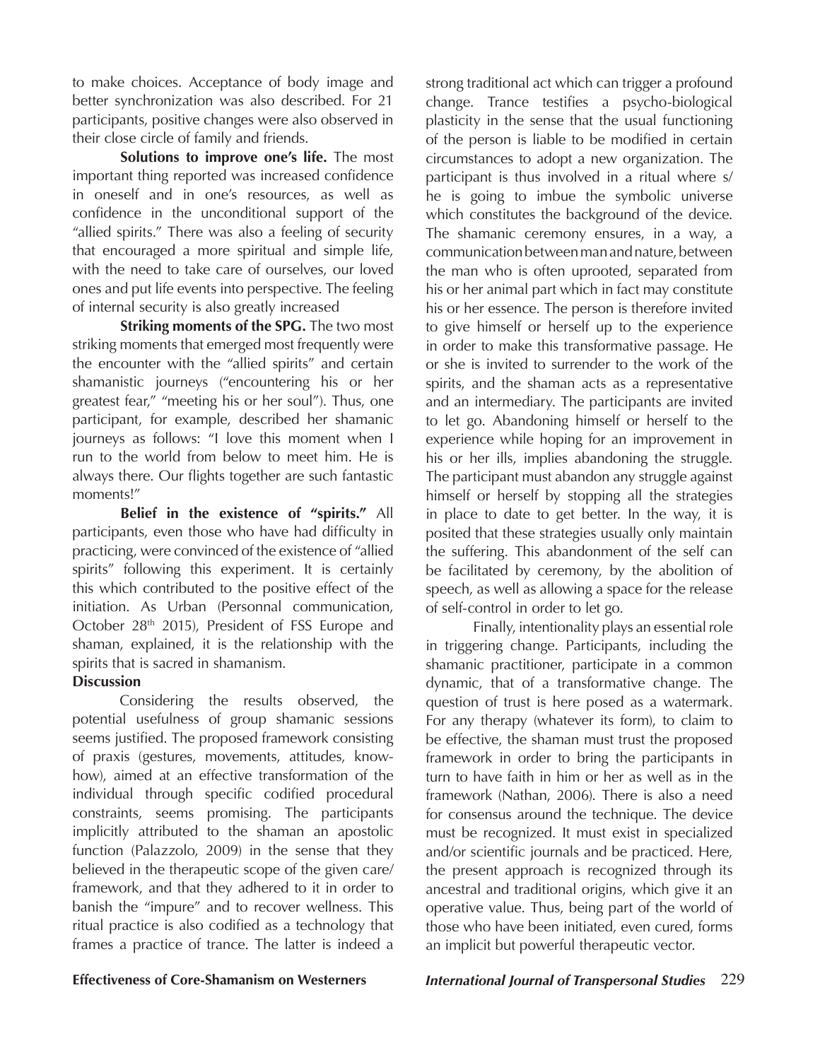to make choices. Acceptance of body image and better synchronization was also described. For 21 participants, positive changes were also observed in their close circle of family and friends.

**Solutions to improve one's life.** The most important thing reported was increased confidence in oneself and in one's resources, as well as confidence in the unconditional support of the "allied spirits." There was also a feeling of security that encouraged a more spiritual and simple life, with the need to take care of ourselves, our loved ones and put life events into perspective. The feeling of internal security is also greatly increased

**Striking moments of the SPG.** The two most striking moments that emerged most frequently were the encounter with the "allied spirits" and certain shamanistic journeys ("encountering his or her greatest fear," "meeting his or her soul"). Thus, one participant, for example, described her shamanic journeys as follows: "I love this moment when I run to the world from below to meet him. He is always there. Our flights together are such fantastic moments!"

**Belief in the existence of "spirits."** All participants, even those who have had difficulty in practicing, were convinced of the existence of "allied spirits" following this experiment. It is certainly this which contributed to the positive effect of the initiation. As Urban (Personnal communication, October 28th 2015), President of FSS Europe and shaman, explained, it is the relationship with the spirits that is sacred in shamanism.

## Discussion

Considering the results observed, the potential usefulness of group shamanic sessions seems justified. The proposed framework consisting of praxis (gestures, movements, attitudes, know-how), aimed at an effective transformation of the individual through specific codified procedural constraints, seems promising. The participants implicitly attributed to the shaman an apostolic function (Palazzolo, 2009) in the sense that they believed in the therapeutic scope of the given care/framework, and that they adhered to it in order to banish the "impure" and to recover wellness. This ritual practice is also codified as a technology that frames a practice of trance. The latter is indeed a strong traditional act which can trigger a profound change. Trance testifies a psycho-biological plasticity in the sense that the usual functioning of the person is liable to be modified in certain circumstances to adopt a new organization. The participant is thus involved in a ritual where s/he is going to imbue the symbolic universe which constitutes the background of the device. The shamanic ceremony ensures, in a way, a communication between man and nature, between the man who is often uprooted, separated from his or her animal part which in fact may constitute his or her essence. The person is therefore invited to give himself or herself up to the experience in order to make this transformative passage. He or she is invited to surrender to the work of the spirits, and the shaman acts as a representative and an intermediary. The participants are invited to let go. Abandoning himself or herself to the experience while hoping for an improvement in his or her ills, implies abandoning the struggle. The participant must abandon any struggle against himself or herself by stopping all the strategies in place to date to get better. In the way, it is posited that these strategies usually only maintain the suffering. This abandonment of the self can be facilitated by ceremony, by the abolition of speech, as well as allowing a space for the release of self-control in order to let go.

Finally, intentionality plays an essential role in triggering change. Participants, including the shamanic practitioner, participate in a common dynamic, that of a transformative change. The question of trust is here posed as a watermark. For any therapy (whatever its form), to claim to be effective, the shaman must trust the proposed framework in order to bring the participants in turn to have faith in him or her as well as in the framework (Nathan, 2006). There is also a need for consensus around the technique. The device must be recognized. It must exist in specialized and/or scientific journals and be practiced. Here, the present approach is recognized through its ancestral and traditional origins, which give it an operative value. Thus, being part of the world of those who have been initiated, even cured, forms an implicit but powerful therapeutic vector.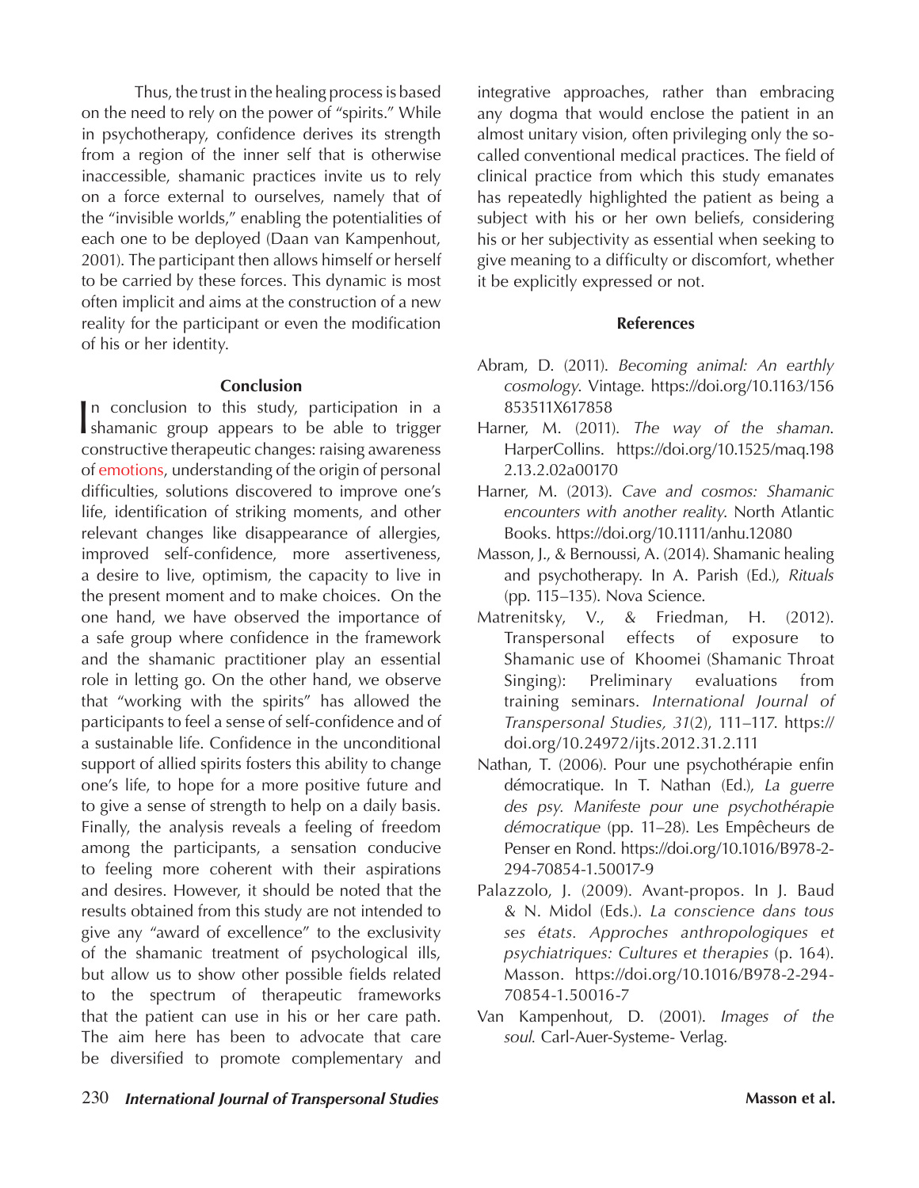Thus, the trust in the healing process is based on the need to rely on the power of "spirits." While in psychotherapy, confidence derives its strength from a region of the inner self that is otherwise inaccessible, shamanic practices invite us to rely on a force external to ourselves, namely that of the "invisible worlds," enabling the potentialities of each one to be deployed (Daan van Kampenhout, 2001). The participant then allows himself or herself to be carried by these forces. This dynamic is most often implicit and aims at the construction of a new reality for the participant or even the modification of his or her identity.

## Conclusion

In conclusion to this study, participation in a shamanic group appears to be able to trigger constructive therapeutic changes: raising awareness of emotions, understanding of the origin of personal difficulties, solutions discovered to improve one's life, identification of striking moments, and other relevant changes like disappearance of allergies, improved self-confidence, more assertiveness, a desire to live, optimism, the capacity to live in the present moment and to make choices. On the one hand, we have observed the importance of a safe group where confidence in the framework and the shamanic practitioner play an essential role in letting go. On the other hand, we observe that "working with the spirits" has allowed the participants to feel a sense of self-confidence and of a sustainable life. Confidence in the unconditional support of allied spirits fosters this ability to change one's life, to hope for a more positive future and to give a sense of strength to help on a daily basis. Finally, the analysis reveals a feeling of freedom among the participants, a sensation conducive to feeling more coherent with their aspirations and desires. However, it should be noted that the results obtained from this study are not intended to give any "award of excellence" to the exclusivity of the shamanic treatment of psychological ills, but allow us to show other possible fields related to the spectrum of therapeutic frameworks that the patient can use in his or her care path. The aim here has been to advocate that care be diversified to promote complementary and integrative approaches, rather than embracing any dogma that would enclose the patient in an almost unitary vision, often privileging only the so-called conventional medical practices. The field of clinical practice from which this study emanates has repeatedly highlighted the patient as being a subject with his or her own beliefs, considering his or her subjectivity as essential when seeking to give meaning to a difficulty or discomfort, whether it be explicitly expressed or not.

## References

Abram, D. (2011). *Becoming animal: An earthly cosmology*. Vintage. https://doi.org/10.1163/156853511X617858

Harner, M. (2011). *The way of the shaman*. HarperCollins. https://doi.org/10.1525/maq.1982.13.2.02a00170

Harner, M. (2013). *Cave and cosmos: Shamanic encounters with another reality*. North Atlantic Books. https://doi.org/10.1111/anhu.12080

Masson, J., & Bernoussi, A. (2014). Shamanic healing and psychotherapy. In A. Parish (Ed.), *Rituals* (pp. 115–135). Nova Science.

Matrenitsky, V., & Friedman, H. (2012). Transpersonal effects of exposure to Shamanic use of Khoomei (Shamanic Throat Singing): Preliminary evaluations from training seminars. *International Journal of Transpersonal Studies, 31*(2), 111–117. https://doi.org/10.24972/ijts.2012.31.2.111

Nathan, T. (2006). Pour une psychothérapie enfin démocratique. In T. Nathan (Ed.), *La guerre des psy. Manifeste pour une psychothérapie démocratique* (pp. 11–28). Les Empêcheurs de Penser en Rond. https://doi.org/10.1016/B978-2-294-70854-1.50017-9

Palazzolo, J. (2009). Avant-propos. In J. Baud & N. Midol (Eds.). *La conscience dans tous ses états. Approches anthropologiques et psychiatriques: Cultures et therapies* (p. 164). Masson. https://doi.org/10.1016/B978-2-294-70854-1.50016-7

Van Kampenhout, D. (2001). *Images of the soul*. Carl-Auer-Systeme- Verlag.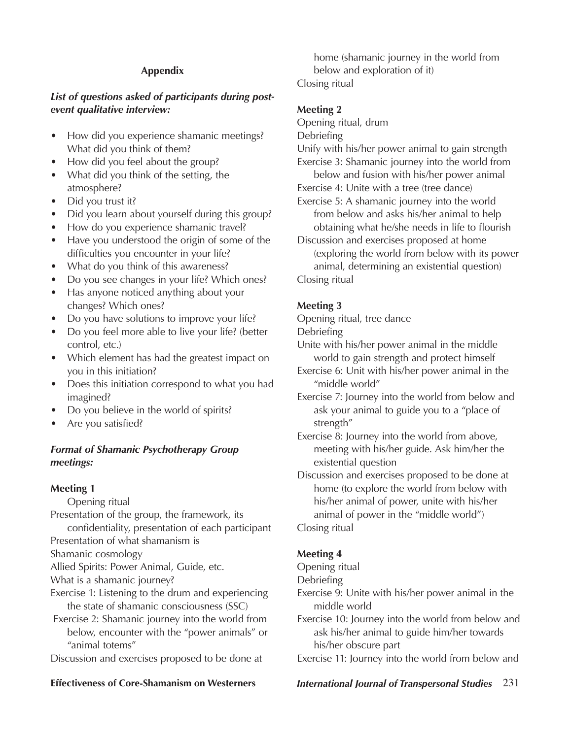## Appendix

***List of questions asked of participants during post-event qualitative interview:***

- How did you experience shamanic meetings? What did you think of them?
- How did you feel about the group?
- What did you think of the setting, the atmosphere?
- Did you trust it?
- Did you learn about yourself during this group?
- How do you experience shamanic travel?
- Have you understood the origin of some of the difficulties you encounter in your life?
- What do you think of this awareness?
- Do you see changes in your life? Which ones?
- Has anyone noticed anything about your changes? Which ones?
- Do you have solutions to improve your life?
- Do you feel more able to live your life? (better control, etc.)
- Which element has had the greatest impact on you in this initiation?
- Does this initiation correspond to what you had imagined?
- Do you believe in the world of spirits?
- Are you satisfied?

***Format of Shamanic Psychotherapy Group meetings:***

**Meeting 1**

Opening ritual
Presentation of the group, the framework, its confidentiality, presentation of each participant
Presentation of what shamanism is
Shamanic cosmology
Allied Spirits: Power Animal, Guide, etc.
What is a shamanic journey?
Exercise 1: Listening to the drum and experiencing the state of shamanic consciousness (SSC)
Exercise 2: Shamanic journey into the world from below, encounter with the "power animals" or "animal totems"
Discussion and exercises proposed to be done at home (shamanic journey in the world from below and exploration of it)
Closing ritual

**Meeting 2**

Opening ritual, drum
Debriefing
Unify with his/her power animal to gain strength
Exercise 3: Shamanic journey into the world from below and fusion with his/her power animal
Exercise 4: Unite with a tree (tree dance)
Exercise 5: A shamanic journey into the world from below and asks his/her animal to help obtaining what he/she needs in life to flourish
Discussion and exercises proposed at home (exploring the world from below with its power animal, determining an existential question)
Closing ritual

**Meeting 3**

Opening ritual, tree dance
Debriefing
Unite with his/her power animal in the middle world to gain strength and protect himself
Exercise 6: Unit with his/her power animal in the "middle world"
Exercise 7: Journey into the world from below and ask your animal to guide you to a "place of strength"
Exercise 8: Journey into the world from above, meeting with his/her guide. Ask him/her the existential question
Discussion and exercises proposed to be done at home (to explore the world from below with his/her animal of power, unite with his/her animal of power in the "middle world")
Closing ritual

**Meeting 4**

Opening ritual
Debriefing
Exercise 9: Unite with his/her power animal in the middle world
Exercise 10: Journey into the world from below and ask his/her animal to guide him/her towards his/her obscure part
Exercise 11: Journey into the world from below and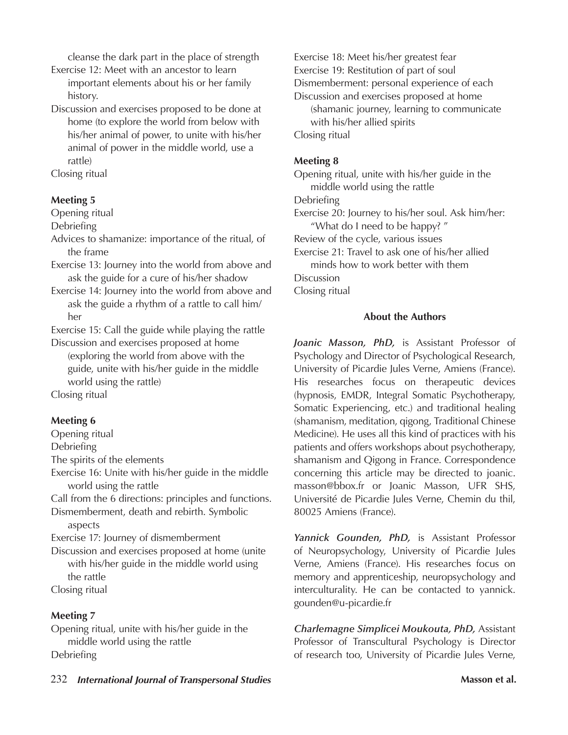cleanse the dark part in the place of strength

Exercise 12: Meet with an ancestor to learn important elements about his or her family history.

Discussion and exercises proposed to be done at home (to explore the world from below with his/her animal of power, to unite with his/her animal of power in the middle world, use a rattle)

Closing ritual

**Meeting 5**

Opening ritual

Debriefing

Advices to shamanize: importance of the ritual, of the frame

Exercise 13: Journey into the world from above and ask the guide for a cure of his/her shadow

Exercise 14: Journey into the world from above and ask the guide a rhythm of a rattle to call him/her

Exercise 15: Call the guide while playing the rattle

Discussion and exercises proposed at home (exploring the world from above with the guide, unite with his/her guide in the middle world using the rattle)

Closing ritual

**Meeting 6**

Opening ritual

Debriefing

The spirits of the elements

Exercise 16: Unite with his/her guide in the middle world using the rattle

Call from the 6 directions: principles and functions.

Dismemberment, death and rebirth. Symbolic aspects

Exercise 17: Journey of dismemberment

Discussion and exercises proposed at home (unite with his/her guide in the middle world using the rattle

Closing ritual

**Meeting 7**

Opening ritual, unite with his/her guide in the middle world using the rattle

Debriefing

Exercise 18: Meet his/her greatest fear

Exercise 19: Restitution of part of soul

Dismemberment: personal experience of each

Discussion and exercises proposed at home (shamanic journey, learning to communicate with his/her allied spirits

Closing ritual

**Meeting 8**

Opening ritual, unite with his/her guide in the middle world using the rattle

Debriefing

Exercise 20: Journey to his/her soul. Ask him/her: "What do I need to be happy? "

Review of the cycle, various issues

Exercise 21: Travel to ask one of his/her allied minds how to work better with them

Discussion

Closing ritual

## About the Authors

***Joanic Masson, PhD,*** is Assistant Professor of Psychology and Director of Psychological Research, University of Picardie Jules Verne, Amiens (France). His researches focus on therapeutic devices (hypnosis, EMDR, Integral Somatic Psychotherapy, Somatic Experiencing, etc.) and traditional healing (shamanism, meditation, qigong, Traditional Chinese Medicine). He uses all this kind of practices with his patients and offers workshops about psychotherapy, shamanism and Qigong in France. Correspondence concerning this article may be directed to joanic.masson@bbox.fr or Joanic Masson, UFR SHS, Université de Picardie Jules Verne, Chemin du thil, 80025 Amiens (France).

***Yannick Gounden, PhD,*** is Assistant Professor of Neuropsychology, University of Picardie Jules Verne, Amiens (France). His researches focus on memory and apprenticeship, neuropsychology and interculturality. He can be contacted to yannick.gounden@u-picardie.fr

***Charlemagne Simplicei Moukouta, PhD,*** Assistant Professor of Transcultural Psychology is Director of research too, University of Picardie Jules Verne,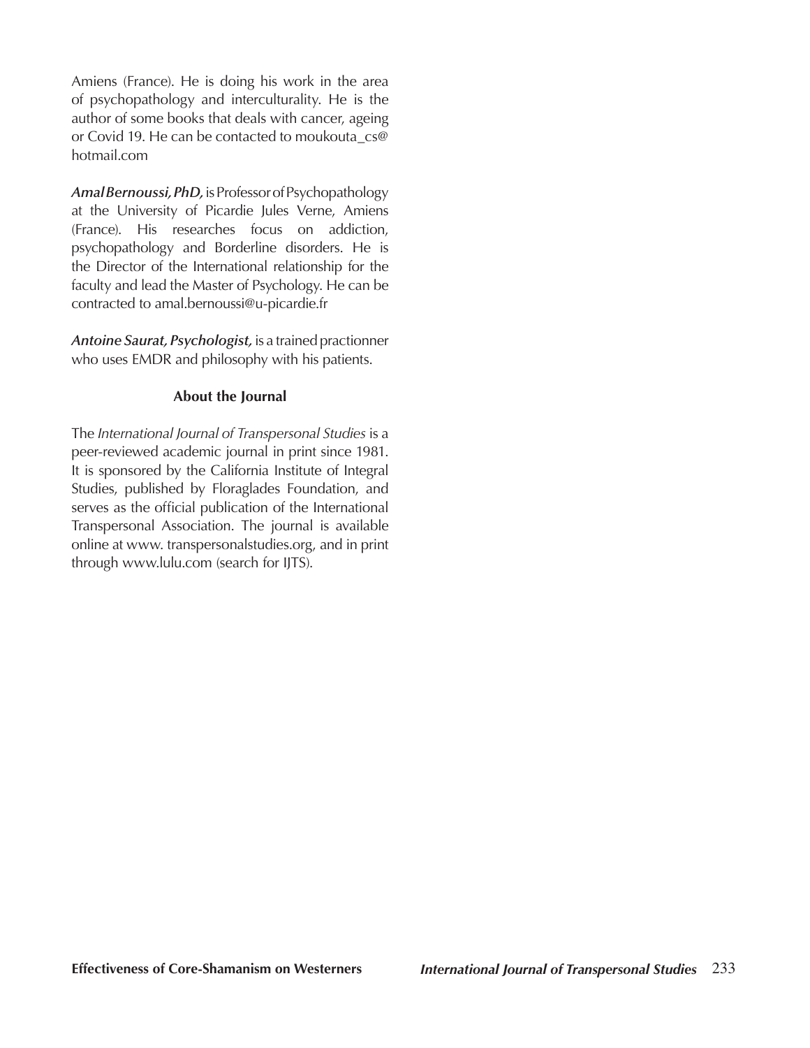Amiens (France). He is doing his work in the area of psychopathology and interculturality. He is the author of some books that deals with cancer, ageing or Covid 19. He can be contacted to moukouta_cs@hotmail.com

***Amal Bernoussi, PhD,*** is Professor of Psychopathology at the University of Picardie Jules Verne, Amiens (France). His researches focus on addiction, psychopathology and Borderline disorders. He is the Director of the International relationship for the faculty and lead the Master of Psychology. He can be contracted to amal.bernoussi@u-picardie.fr

***Antoine Saurat, Psychologist,*** is a trained practionner who uses EMDR and philosophy with his patients.

**About the Journal**

The *International Journal of Transpersonal Studies* is a peer-reviewed academic journal in print since 1981. It is sponsored by the California Institute of Integral Studies, published by Floraglades Foundation, and serves as the official publication of the International Transpersonal Association. The journal is available online at www. transpersonalstudies.org, and in print through www.lulu.com (search for IJTS).